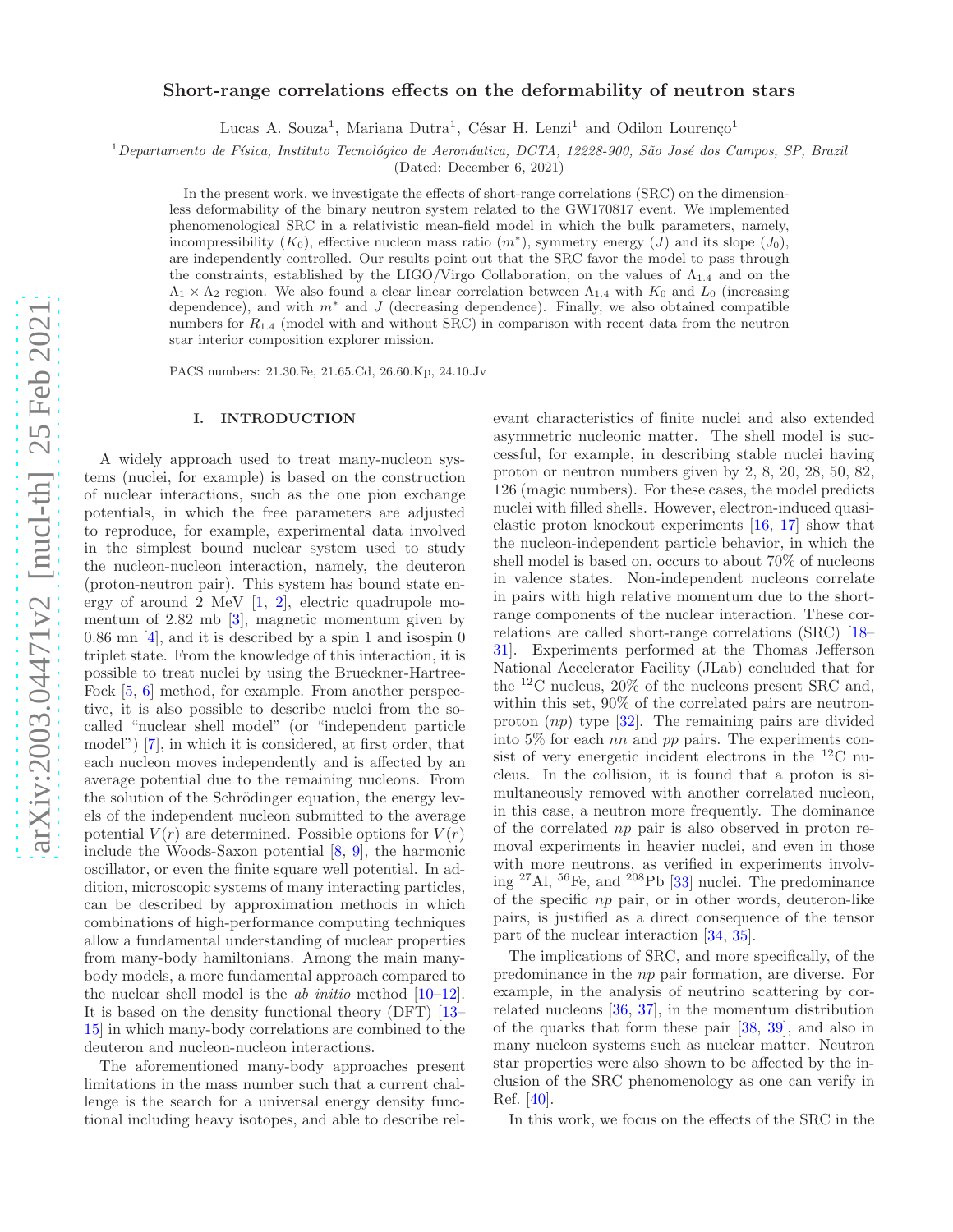# Short-range correlations effects on the deformability of neutron stars

Lucas A. Souza[1], Mariana Dutra[1], César H. Lenzi[1] and Odilon Lourenço[1]

[1]*Departamento de Física, Instituto Tecnológico de Aeronáutica, DCTA, 12228-900, São José dos Campos, SP, Brazil*

(Dated: December 6, 2021)

In the present work, we investigate the effects of short-range correlations (SRC) on the dimensionless deformability of the binary neutron system related to the GW170817 event. We implemented phenomenological SRC in a relativistic mean-field model in which the bulk parameters, namely, incompressibility ($K_0$), effective nucleon mass ratio ($m^*$), symmetry energy ($J$) and its slope ($J_0$), are independently controlled. Our results point out that the SRC favor the model to pass through the constraints, established by the LIGO/Virgo Collaboration, on the values of $\Lambda_{1.4}$ and on the $\Lambda_1 \times \Lambda_2$ region. We also found a clear linear correlation between $\Lambda_{1.4}$ with $K_0$ and $L_0$ (increasing dependence), and with $m^*$ and $J$ (decreasing dependence). Finally, we also obtained compatible numbers for $R_{1.4}$ (model with and without SRC) in comparison with recent data from the neutron star interior composition explorer mission.

PACS numbers: 21.30.Fe, 21.65.Cd, 26.60.Kp, 24.10.Jv

## I. INTRODUCTION

A widely approach used to treat many-nucleon systems (nuclei, for example) is based on the construction of nuclear interactions, such as the one pion exchange potentials, in which the free parameters are adjusted to reproduce, for example, experimental data involved in the simplest bound nuclear system used to study the nucleon-nucleon interaction, namely, the deuteron (proton-neutron pair). This system has bound state energy of around 2 MeV [1, 2], electric quadrupole momentum of 2.82 mb [3], magnetic momentum given by 0.86 mn [4], and it is described by a spin 1 and isospin 0 triplet state. From the knowledge of this interaction, it is possible to treat nuclei by using the Brueckner-Hartree-Fock [5, 6] method, for example. From another perspective, it is also possible to describe nuclei from the so-called "nuclear shell model" (or "independent particle model") [7], in which it is considered, at first order, that each nucleon moves independently and is affected by an average potential due to the remaining nucleons. From the solution of the Schrödinger equation, the energy levels of the independent nucleon submitted to the average potential $V(r)$ are determined. Possible options for $V(r)$ include the Woods-Saxon potential [8, 9], the harmonic oscillator, or even the finite square well potential. In addition, microscopic systems of many interacting particles, can be described by approximation methods in which combinations of high-performance computing techniques allow a fundamental understanding of nuclear properties from many-body hamiltonians. Among the main many-body models, a more fundamental approach compared to the nuclear shell model is the *ab initio* method [10–12]. It is based on the density functional theory (DFT) [13–15] in which many-body correlations are combined to the deuteron and nucleon-nucleon interactions.

The aforementioned many-body approaches present limitations in the mass number such that a current challenge is the search for a universal energy density functional including heavy isotopes, and able to describe relevant characteristics of finite nuclei and also extended asymmetric nucleonic matter. The shell model is successful, for example, in describing stable nuclei having proton or neutron numbers given by 2, 8, 20, 28, 50, 82, 126 (magic numbers). For these cases, the model predicts nuclei with filled shells. However, electron-induced quasi-elastic proton knockout experiments [16, 17] show that the nucleon-independent particle behavior, in which the shell model is based on, occurs to about 70% of nucleons in valence states. Non-independent nucleons correlate in pairs with high relative momentum due to the short-range components of the nuclear interaction. These correlations are called short-range correlations (SRC) [18–31]. Experiments performed at the Thomas Jefferson National Accelerator Facility (JLab) concluded that for the $^{12}$C nucleus, 20% of the nucleons present SRC and, within this set, 90% of the correlated pairs are neutron-proton ($np$) type [32]. The remaining pairs are divided into 5% for each $nn$ and $pp$ pairs. The experiments consist of very energetic incident electrons in the $^{12}$C nucleus. In the collision, it is found that a proton is simultaneously removed with another correlated nucleon, in this case, a neutron more frequently. The dominance of the correlated $np$ pair is also observed in proton removal experiments in heavier nuclei, and even in those with more neutrons, as verified in experiments involving $^{27}$Al, $^{56}$Fe, and $^{208}$Pb [33] nuclei. The predominance of the specific $np$ pair, or in other words, deuteron-like pairs, is justified as a direct consequence of the tensor part of the nuclear interaction [34, 35].

The implications of SRC, and more specifically, of the predominance in the $np$ pair formation, are diverse. For example, in the analysis of neutrino scattering by correlated nucleons [36, 37], in the momentum distribution of the quarks that form these pair [38, 39], and also in many nucleon systems such as nuclear matter. Neutron star properties were also shown to be affected by the inclusion of the SRC phenomenology as one can verify in Ref. [40].

In this work, we focus on the effects of the SRC in the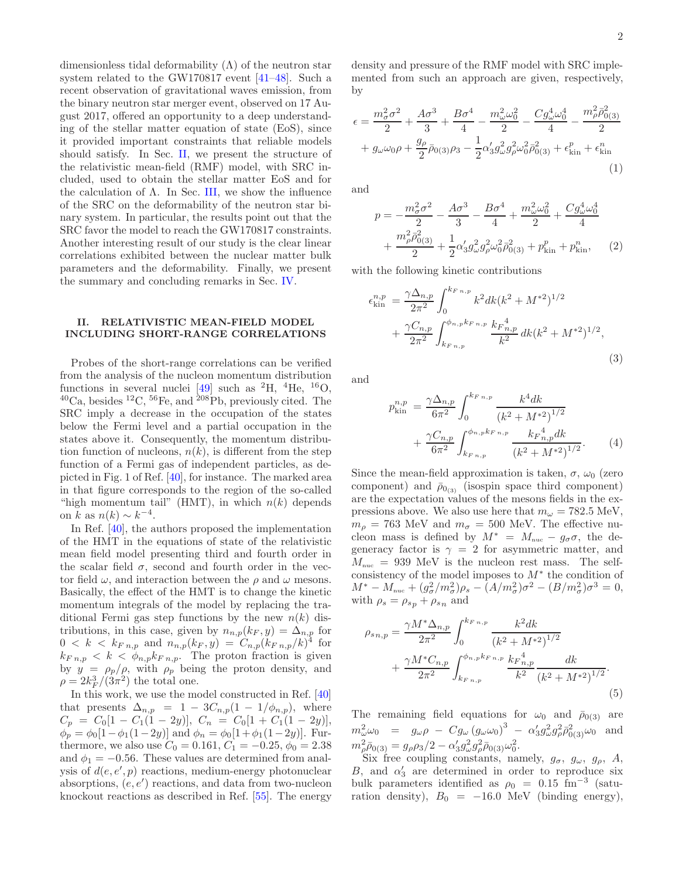dimensionless tidal deformability ($\Lambda$) of the neutron star system related to the GW170817 event [41–48]. Such a recent observation of gravitational waves emission, from the binary neutron star merger event, observed on 17 August 2017, offered an opportunity to a deep understanding of the stellar matter equation of state (EoS), since it provided important constraints that reliable models should satisfy. In Sec. II, we present the structure of the relativistic mean-field (RMF) model, with SRC included, used to obtain the stellar matter EoS and for the calculation of $\Lambda$. In Sec. III, we show the influence of the SRC on the deformability of the neutron star binary system. In particular, the results point out that the SRC favor the model to reach the GW170817 constraints. Another interesting result of our study is the clear linear correlations exhibited between the nuclear matter bulk parameters and the deformability. Finally, we present the summary and concluding remarks in Sec. IV.

## II. RELATIVISTIC MEAN-FIELD MODEL INCLUDING SHORT-RANGE CORRELATIONS

Probes of the short-range correlations can be verified from the analysis of the nucleon momentum distribution functions in several nuclei [49] such as $^{2}$H, $^{4}$He, $^{16}$O, $^{40}$Ca, besides $^{12}$C, $^{56}$Fe, and $^{208}$Pb, previously cited. The SRC imply a decrease in the occupation of the states below the Fermi level and a partial occupation in the states above it. Consequently, the momentum distribution function of nucleons, $n(k)$, is different from the step function of a Fermi gas of independent particles, as depicted in Fig. 1 of Ref. [40], for instance. The marked area in that figure corresponds to the region of the so-called "high momentum tail" (HMT), in which $n(k)$ depends on $k$ as $n(k) \sim k^{-4}$.

In Ref. [40], the authors proposed the implementation of the HMT in the equations of state of the relativistic mean field model presenting third and fourth order in the scalar field $\sigma$, second and fourth order in the vector field $\omega$, and interaction between the $\rho$ and $\omega$ mesons. Basically, the effect of the HMT is to change the kinetic momentum integrals of the model by replacing the traditional Fermi gas step functions by the new $n(k)$ distributions, in this case, given by $n_{n,p}(k_F, y) = \Delta_{n,p}$ for $0 < k < k_{F\,n,p}$ and $n_{n,p}(k_F, y) = C_{n,p}(k_{F\,n,p}/k)^4$ for $k_{F\,n,p} < k < \phi_{n,p} k_{F\,n,p}$. The proton fraction is given by $y = \rho_p/\rho$, with $\rho_p$ being the proton density, and $\rho = 2k_F^3/(3\pi^2)$ the total one.

In this work, we use the model constructed in Ref. [40] that presents $\Delta_{n,p} = 1 - 3C_{n,p}(1 - 1/\phi_{n,p})$, where $C_p = C_0[1 - C_1(1 - 2y)]$, $C_n = C_0[1 + C_1(1 - 2y)]$, $\phi_p = \phi_0[1 - \phi_1(1-2y)]$ and $\phi_n = \phi_0[1 + \phi_1(1-2y)]$. Furthermore, we also use $C_0 = 0.161$, $C_1 = -0.25$, $\phi_0 = 2.38$ and $\phi_1 = -0.56$. These values are determined from analysis of $d(e, e', p)$ reactions, medium-energy photonuclear absorptions, $(e, e')$ reactions, and data from two-nucleon knockout reactions as described in Ref. [55]. The energy density and pressure of the RMF model with SRC implemented from such an approach are given, respectively, by

$$
\epsilon = \frac{m_\sigma^2\sigma^2}{2} + \frac{A\sigma^3}{3} + \frac{B\sigma^4}{4} - \frac{m_\omega^2\omega_0^2}{2} - \frac{Cg_\omega^4\omega_0^4}{4} - \frac{m_\rho^2\bar{\rho}_{0(3)}^2}{2} + g_\omega\omega_0\rho + \frac{g_\rho}{2}\bar{\rho}_{0(3)}\rho_3 - \frac{1}{2}\alpha_3' g_\omega^2 g_\rho^2\omega_0^2\bar{\rho}_{0(3)}^2 + \epsilon_{\rm kin}^p + \epsilon_{\rm kin}^n \tag{1}
$$

and

$$
p = -\frac{m_\sigma^2\sigma^2}{2} - \frac{A\sigma^3}{3} - \frac{B\sigma^4}{4} + \frac{m_\omega^2\omega_0^2}{2} + \frac{Cg_\omega^4\omega_0^4}{4} + \frac{m_\rho^2\bar{\rho}_{0(3)}^2}{2} + \frac{1}{2}\alpha_3' g_\omega^2 g_\rho^2\omega_0^2\bar{\rho}_{0(3)}^2 + p_{\rm kin}^p + p_{\rm kin}^n, \tag{2}
$$

with the following kinetic contributions

$$
\epsilon_{\rm kin}^{n,p} = \frac{\gamma\Delta_{n,p}}{2\pi^2}\int_0^{k_{F\,n,p}} k^2 dk (k^2 + M^{*2})^{1/2} + \frac{\gamma C_{n,p}}{2\pi^2}\int_{k_{F\,n,p}}^{\phi_{n,p}k_{F\,n,p}} \frac{k_{F\,n,p}^4}{k^2}\, dk (k^2 + M^{*2})^{1/2}, \tag{3}
$$

and

$$
p_{\rm kin}^{n,p} = \frac{\gamma\Delta_{n,p}}{6\pi^2}\int_0^{k_{F\,n,p}} \frac{k^4 dk}{(k^2 + M^{*2})^{1/2}} + \frac{\gamma C_{n,p}}{6\pi^2}\int_{k_{F\,n,p}}^{\phi_{n,p}k_{F\,n,p}} \frac{k_{F\,n,p}^4 dk}{(k^2 + M^{*2})^{1/2}}. \tag{4}
$$

Since the mean-field approximation is taken, $\sigma$, $\omega_0$ (zero component) and $\bar{\rho}_{0_{(3)}}$ (isospin space third component) are the expectation values of the mesons fields in the expressions above. We also use here that $m_\omega = 782.5$ MeV, $m_\rho = 763$ MeV and $m_\sigma = 500$ MeV. The effective nucleon mass is defined by $M^* = M_{\rm nuc} - g_\sigma\sigma$, the degeneracy factor is $\gamma = 2$ for asymmetric matter, and $M_{\rm nuc} = 939$ MeV is the nucleon rest mass. The self-consistency of the model imposes to $M^*$ the condition of $M^* - M_{\rm nuc} + (g_\sigma^2/m_\sigma^2)\rho_s - (A/m_\sigma^2)\sigma^2 - (B/m_\sigma^2)\sigma^3 = 0$, with $\rho_s = \rho_{s\,p} + \rho_{s\,n}$ and

$$
\rho_{s\,n,p} = \frac{\gamma M^*\Delta_{n,p}}{2\pi^2}\int_0^{k_{F\,n,p}} \frac{k^2 dk}{(k^2 + M^{*2})^{1/2}} + \frac{\gamma M^* C_{n,p}}{2\pi^2}\int_{k_{F\,n,p}}^{\phi_{n,p}k_{F\,n,p}} \frac{k_{F\,n,p}^4}{k^2}\frac{dk}{(k^2 + M^{*2})^{1/2}}. \tag{5}
$$

The remaining field equations for $\omega_0$ and $\bar{\rho}_{0(3)}$ are $m_\omega^2\omega_0 = g_\omega\rho - Cg_\omega(g_\omega\omega_0)^3 - \alpha_3' g_\omega^2 g_\rho^2\bar{\rho}_{0(3)}^2\omega_0$ and $m_\rho^2\bar{\rho}_{0(3)} = g_\rho\rho_3/2 - \alpha_3' g_\omega^2 g_\rho^2\bar{\rho}_{0(3)}\omega_0^2$.

Six free coupling constants, namely, $g_\sigma$, $g_\omega$, $g_\rho$, $A$, $B$, and $\alpha_3'$ are determined in order to reproduce six bulk parameters identified as $\rho_0 = 0.15$ fm$^{-3}$ (saturation density), $B_0 = -16.0$ MeV (binding energy),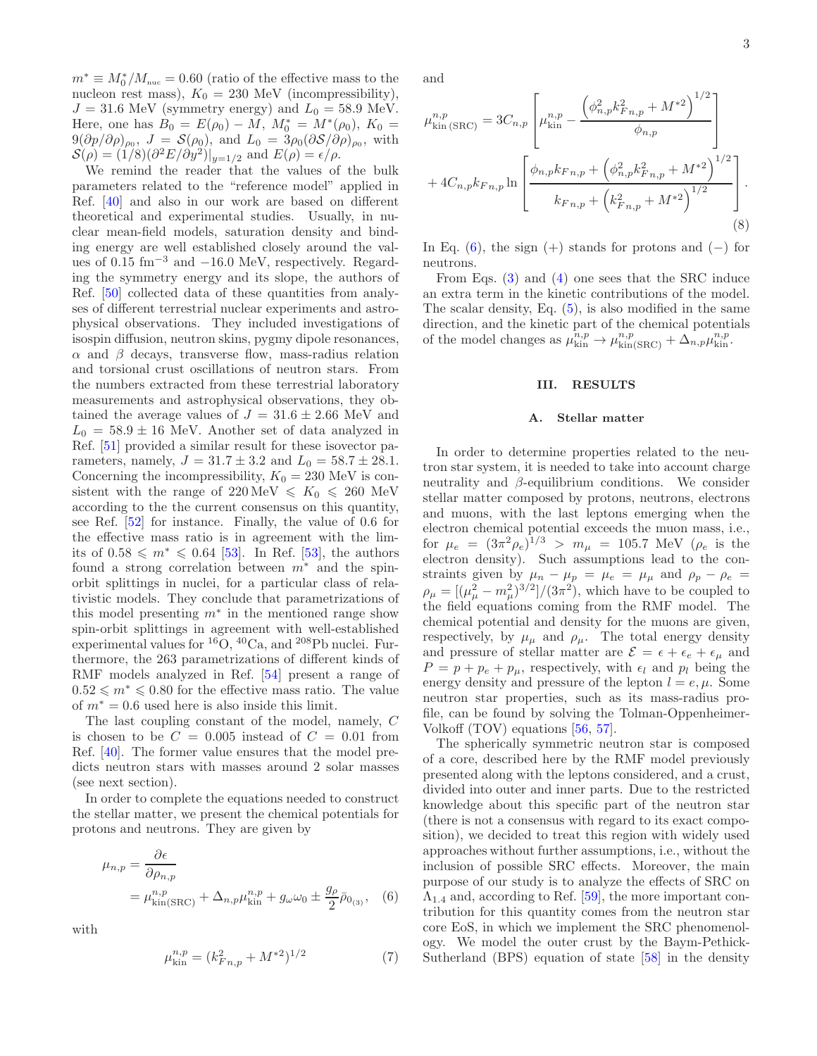$m^* \equiv M_0^*/M_{\rm nuc} = 0.60$ (ratio of the effective mass to the nucleon rest mass), $K_0 = 230$ MeV (incompressibility), $J = 31.6$ MeV (symmetry energy) and $L_0 = 58.9$ MeV. Here, one has $B_0 = E(\rho_0) - M$, $M_0^* = M^*(\rho_0)$, $K_0 = 9(\partial p/\partial\rho)_{\rho_0}$, $J = \mathcal{S}(\rho_0)$, and $L_0 = 3\rho_0(\partial\mathcal{S}/\partial\rho)_{\rho_0}$, with $\mathcal{S}(\rho) = (1/8)(\partial^2 E/\partial y^2)|_{y=1/2}$ and $E(\rho) = \epsilon/\rho$.

We remind the reader that the values of the bulk parameters related to the "reference model" applied in Ref. [40] and also in our work are based on different theoretical and experimental studies. Usually, in nuclear mean-field models, saturation density and binding energy are well established closely around the values of 0.15 fm$^{-3}$ and $-16.0$ MeV, respectively. Regarding the symmetry energy and its slope, the authors of Ref. [50] collected data of these quantities from analyses of different terrestrial nuclear experiments and astrophysical observations. They included investigations of isospin diffusion, neutron skins, pygmy dipole resonances, $\alpha$ and $\beta$ decays, transverse flow, mass-radius relation and torsional crust oscillations of neutron stars. From the numbers extracted from these terrestrial laboratory measurements and astrophysical observations, they obtained the average values of $J = 31.6 \pm 2.66$ MeV and $L_0 = 58.9 \pm 16$ MeV. Another set of data analyzed in Ref. [51] provided a similar result for these isovector parameters, namely, $J = 31.7 \pm 3.2$ and $L_0 = 58.7 \pm 28.1$. Concerning the incompressibility, $K_0 = 230$ MeV is consistent with the range of $220\,\text{MeV} \leqslant K_0 \leqslant 260$ MeV according to the the current consensus on this quantity, see Ref. [52] for instance. Finally, the value of 0.6 for the effective mass ratio is in agreement with the limits of $0.58 \leqslant m^* \leqslant 0.64$ [53]. In Ref. [53], the authors found a strong correlation between $m^*$ and the spin-orbit splittings in nuclei, for a particular class of relativistic models. They conclude that parametrizations of this model presenting $m^*$ in the mentioned range show spin-orbit splittings in agreement with well-established experimental values for $^{16}$O, $^{40}$Ca, and $^{208}$Pb nuclei. Furthermore, the 263 parametrizations of different kinds of RMF models analyzed in Ref. [54] present a range of $0.52 \leqslant m^* \leqslant 0.80$ for the effective mass ratio. The value of $m^* = 0.6$ used here is also inside this limit.

The last coupling constant of the model, namely, $C$ is chosen to be $C = 0.005$ instead of $C = 0.01$ from Ref. [40]. The former value ensures that the model predicts neutron stars with masses around 2 solar masses (see next section).

In order to complete the equations needed to construct the stellar matter, we present the chemical potentials for protons and neutrons. They are given by

$$\mu_{n,p} = \frac{\partial\epsilon}{\partial\rho_{n,p}} = \mu^{n,p}_{\rm kin(SRC)} + \Delta_{n,p}\mu^{n,p}_{\rm kin} + g_\omega\omega_0 \pm \frac{g_\rho}{2}\bar{\rho}_{0_{(3)}}, \quad (6)$$

with

$$\mu^{n,p}_{\rm kin} = (k^2_{F\,n,p} + M^{*2})^{1/2} \quad (7)$$

and

$$\mu^{n,p}_{\rm kin\,(SRC)} = 3C_{n,p}\left[\mu^{n,p}_{\rm kin} - \frac{\left(\phi^2_{n,p}k^2_{F\,n,p} + M^{*2}\right)^{1/2}}{\phi_{n,p}}\right] + 4C_{n,p}k_{F\,n,p}\ln\left[\frac{\phi_{n,p}k_{F\,n,p} + \left(\phi^2_{n,p}k^2_{F\,n,p} + M^{*2}\right)^{1/2}}{k_{F\,n,p} + \left(k^2_{F\,n,p} + M^{*2}\right)^{1/2}}\right]. \quad (8)$$

In Eq. (6), the sign (+) stands for protons and (−) for neutrons.

From Eqs. (3) and (4) one sees that the SRC induce an extra term in the kinetic contributions of the model. The scalar density, Eq. (5), is also modified in the same direction, and the kinetic part of the chemical potentials of the model changes as $\mu^{n,p}_{\rm kin} \to \mu^{n,p}_{\rm kin(SRC)} + \Delta_{n,p}\mu^{n,p}_{\rm kin}$.

## III. RESULTS

### A. Stellar matter

In order to determine properties related to the neutron star system, it is needed to take into account charge neutrality and $\beta$-equilibrium conditions. We consider stellar matter composed by protons, neutrons, electrons and muons, with the last leptons emerging when the electron chemical potential exceeds the muon mass, i.e., for $\mu_e = (3\pi^2\rho_e)^{1/3} > m_\mu = 105.7$ MeV ($\rho_e$ is the electron density). Such assumptions lead to the constraints given by $\mu_n - \mu_p = \mu_e = \mu_\mu$ and $\rho_p - \rho_e = \rho_\mu = [(\mu^2_\mu - m^2_\mu)^{3/2}]/(3\pi^2)$, which have to be coupled to the field equations coming from the RMF model. The chemical potential and density for the muons are given, respectively, by $\mu_\mu$ and $\rho_\mu$. The total energy density and pressure of stellar matter are $\mathcal{E} = \epsilon + \epsilon_e + \epsilon_\mu$ and $P = p + p_e + p_\mu$, respectively, with $\epsilon_l$ and $p_l$ being the energy density and pressure of the lepton $l = e, \mu$. Some neutron star properties, such as its mass-radius profile, can be found by solving the Tolman-Oppenheimer-Volkoff (TOV) equations [56, 57].

The spherically symmetric neutron star is composed of a core, described here by the RMF model previously presented along with the leptons considered, and a crust, divided into outer and inner parts. Due to the restricted knowledge about this specific part of the neutron star (there is not a consensus with regard to its exact composition), we decided to treat this region with widely used approaches without further assumptions, i.e., without the inclusion of possible SRC effects. Moreover, the main purpose of our study is to analyze the effects of SRC on $\Lambda_{1.4}$ and, according to Ref. [59], the more important contribution for this quantity comes from the neutron star core EoS, in which we implement the SRC phenomenology. We model the outer crust by the Baym-Pethick-Sutherland (BPS) equation of state [58] in the density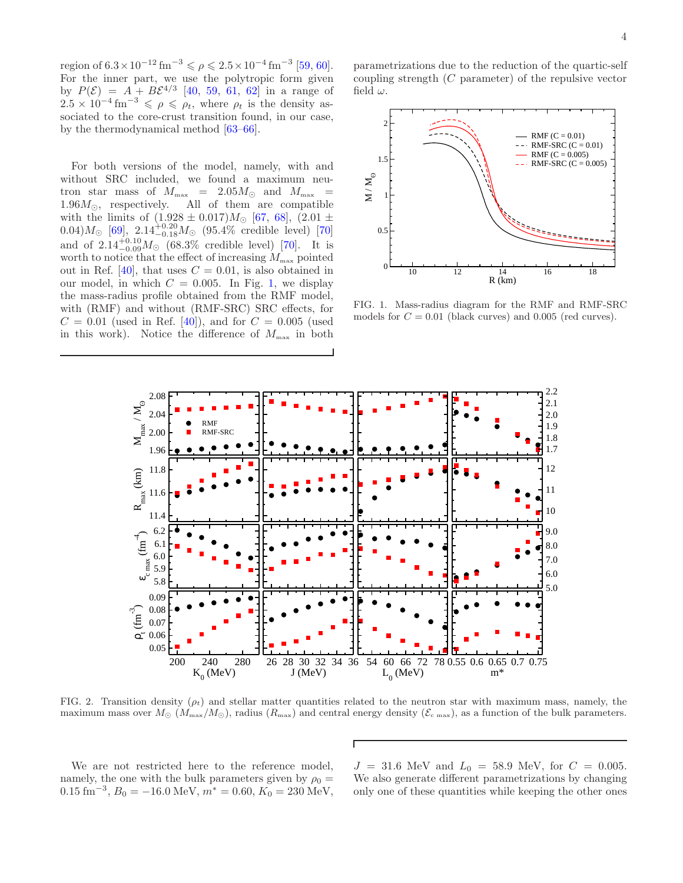region of $6.3\times10^{-12}\,\text{fm}^{-3} \leqslant \rho \leqslant 2.5\times10^{-4}\,\text{fm}^{-3}$ [59, 60]. For the inner part, we use the polytropic form given by $P(\mathcal{E}) = A + B\mathcal{E}^{4/3}$ [40, 59, 61, 62] in a range of $2.5\times10^{-4}\,\text{fm}^{-3} \leqslant \rho \leqslant \rho_t$, where $\rho_t$ is the density associated to the core-crust transition found, in our case, by the thermodynamical method [63–66].

For both versions of the model, namely, with and without SRC included, we found a maximum neutron star mass of $M_{\text{max}} = 2.05M_\odot$ and $M_{\text{max}} = 1.96M_\odot$, respectively. All of them are compatible with the limits of $(1.928 \pm 0.017)M_\odot$ [67, 68], $(2.01 \pm 0.04)M_\odot$ [69], $2.14^{+0.20}_{-0.18}M_\odot$ (95.4% credible level) [70] and of $2.14^{+0.10}_{-0.09}M_\odot$ (68.3% credible level) [70]. It is worth to notice that the effect of increasing $M_{\text{max}}$ pointed out in Ref. [40], that uses $C = 0.01$, is also obtained in our model, in which $C = 0.005$. In Fig. 1, we display the mass-radius profile obtained from the RMF model, with (RMF) and without (RMF-SRC) SRC effects, for $C = 0.01$ (used in Ref. [40]), and for $C = 0.005$ (used in this work). Notice the difference of $M_{\text{max}}$ in both parametrizations due to the reduction of the quartic-self coupling strength ($C$ parameter) of the repulsive vector field $\omega$.

FIG. 1. Mass-radius diagram for the RMF and RMF-SRC models for $C = 0.01$ (black curves) and 0.005 (red curves).

FIG. 2. Transition density ($\rho_t$) and stellar matter quantities related to the neutron star with maximum mass, namely, the maximum mass over $M_\odot$ ($M_{\text{max}}/M_\odot$), radius ($R_{\text{max}}$) and central energy density ($\mathcal{E}_{\text{c max}}$), as a function of the bulk parameters.

We are not restricted here to the reference model, namely, the one with the bulk parameters given by $\rho_0 = 0.15\,\text{fm}^{-3}$, $B_0 = -16.0\,\text{MeV}$, $m^* = 0.60$, $K_0 = 230\,\text{MeV}$, $J = 31.6\,\text{MeV}$ and $L_0 = 58.9\,\text{MeV}$, for $C = 0.005$. We also generate different parametrizations by changing only one of these quantities while keeping the other ones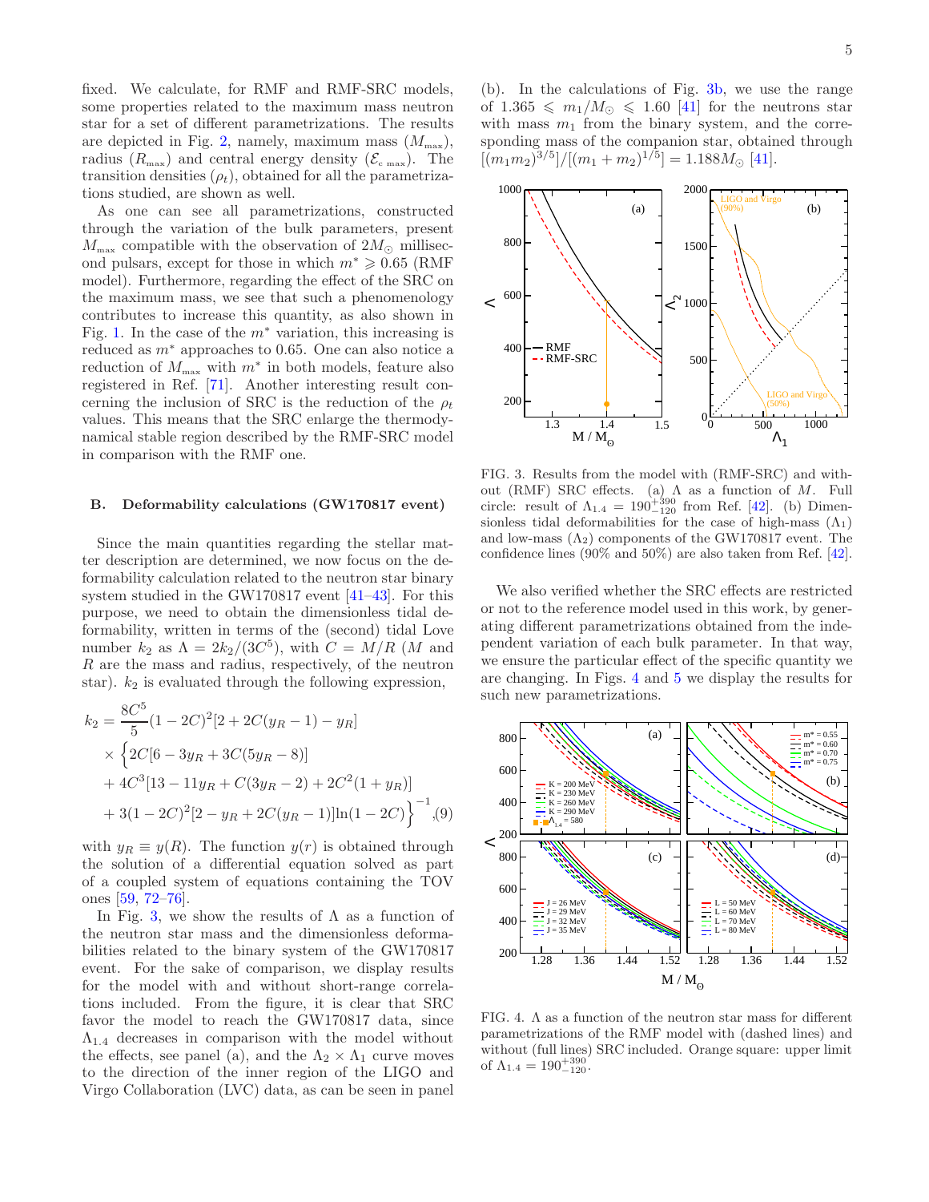fixed. We calculate, for RMF and RMF-SRC models, some properties related to the maximum mass neutron star for a set of different parametrizations. The results are depicted in Fig. 2, namely, maximum mass ($M_{\rm max}$), radius ($R_{\rm max}$) and central energy density ($\mathcal{E}_{c\,\rm max}$). The transition densities ($\rho_t$), obtained for all the parametrizations studied, are shown as well.

As one can see all parametrizations, constructed through the variation of the bulk parameters, present $M_{\rm max}$ compatible with the observation of $2M_\odot$ millisecond pulsars, except for those in which $m^* \geqslant 0.65$ (RMF model). Furthermore, regarding the effect of the SRC on the maximum mass, we see that such a phenomenology contributes to increase this quantity, as also shown in Fig. 1. In the case of the $m^*$ variation, this increasing is reduced as $m^*$ approaches to 0.65. One can also notice a reduction of $M_{\rm max}$ with $m^*$ in both models, feature also registered in Ref. [71]. Another interesting result concerning the inclusion of SRC is the reduction of the $\rho_t$ values. This means that the SRC enlarge the thermodynamical stable region described by the RMF-SRC model in comparison with the RMF one.

### B. Deformability calculations (GW170817 event)

Since the main quantities regarding the stellar matter description are determined, we now focus on the deformability calculation related to the neutron star binary system studied in the GW170817 event [41–43]. For this purpose, we need to obtain the dimensionless tidal deformability, written in terms of the (second) tidal Love number $k_2$ as $\Lambda = 2k_2/(3C^5)$, with $C = M/R$ ($M$ and $R$ are the mass and radius, respectively, of the neutron star). $k_2$ is evaluated through the following expression,

$$
\begin{aligned}
k_2 = &\frac{8C^5}{5}(1-2C)^2[2+2C(y_R-1)-y_R] \\
&\times \Big\{2C[6-3y_R+3C(5y_R-8)] \\
&+ 4C^3[13-11y_R+C(3y_R-2)+2C^2(1+y_R)] \\
&+ 3(1-2C)^2[2-y_R+2C(y_R-1)]\ln(1-2C)\Big\}^{-1}, 
\end{aligned} \tag{9}
$$

with $y_R \equiv y(R)$. The function $y(r)$ is obtained through the solution of a differential equation solved as part of a coupled system of equations containing the TOV ones [59, 72–76].

In Fig. 3, we show the results of $\Lambda$ as a function of the neutron star mass and the dimensionless deformabilities related to the binary system of the GW170817 event. For the sake of comparison, we display results for the model with and without short-range correlations included. From the figure, it is clear that SRC favor the model to reach the GW170817 data, since $\Lambda_{1.4}$ decreases in comparison with the model without the effects, see panel (a), and the $\Lambda_2 \times \Lambda_1$ curve moves to the direction of the inner region of the LIGO and Virgo Collaboration (LVC) data, as can be seen in panel (b). In the calculations of Fig. 3b, we use the range of $1.365 \leqslant m_1/M_\odot \leqslant 1.60$ [41] for the neutrons star with mass $m_1$ from the binary system, and the corresponding mass of the companion star, obtained through $[(m_1m_2)^{3/5}]/[(m_1+m_2)^{1/5}] = 1.188M_\odot$ [41].

FIG. 3. Results from the model with (RMF-SRC) and without (RMF) SRC effects. (a) $\Lambda$ as a function of $M$. Full circle: result of $\Lambda_{1.4} = 190^{+390}_{-120}$ from Ref. [42]. (b) Dimensionless tidal deformabilities for the case of high-mass ($\Lambda_1$) and low-mass ($\Lambda_2$) components of the GW170817 event. The confidence lines (90% and 50%) are also taken from Ref. [42].

We also verified whether the SRC effects are restricted or not to the reference model used in this work, by generating different parametrizations obtained from the independent variation of each bulk parameter. In that way, we ensure the particular effect of the specific quantity we are changing. In Figs. 4 and 5 we display the results for such new parametrizations.

FIG. 4. $\Lambda$ as a function of the neutron star mass for different parametrizations of the RMF model with (dashed lines) and without (full lines) SRC included. Orange square: upper limit of $\Lambda_{1.4} = 190^{+390}_{-120}$.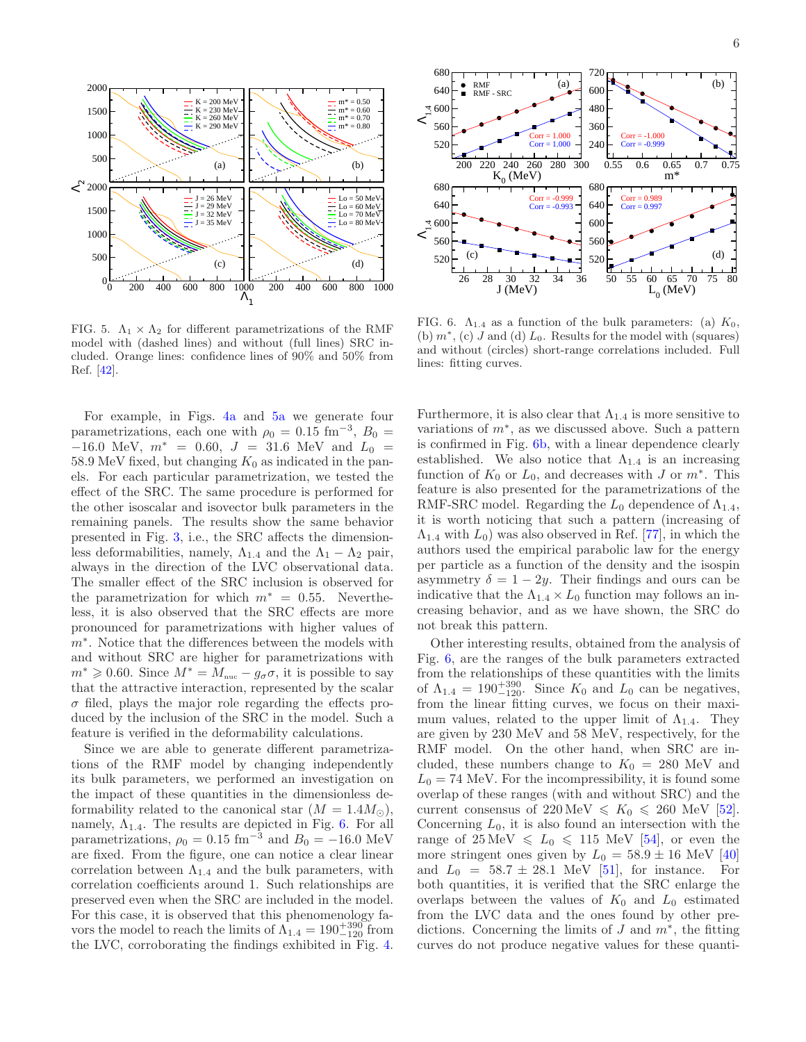FIG. 5. $\Lambda_1 \times \Lambda_2$ for different parametrizations of the RMF model with (dashed lines) and without (full lines) SRC included. Orange lines: confidence lines of 90% and 50% from Ref. [42].

FIG. 6. $\Lambda_{1.4}$ as a function of the bulk parameters: (a) $K_0$, (b) $m^*$, (c) $J$ and (d) $L_0$. Results for the model with (squares) and without (circles) short-range correlations included. Full lines: fitting curves.

For example, in Figs. 4a and 5a we generate four parametrizations, each one with $\rho_0 = 0.15$ fm$^{-3}$, $B_0 = -16.0$ MeV, $m^* = 0.60$, $J = 31.6$ MeV and $L_0 = 58.9$ MeV fixed, but changing $K_0$ as indicated in the panels. For each particular parametrization, we tested the effect of the SRC. The same procedure is performed for the other isoscalar and isovector bulk parameters in the remaining panels. The results show the same behavior presented in Fig. 3, i.e., the SRC affects the dimensionless deformabilities, namely, $\Lambda_{1.4}$ and the $\Lambda_1 - \Lambda_2$ pair, always in the direction of the LVC observational data. The smaller effect of the SRC inclusion is observed for the parametrization for which $m^* = 0.55$. Nevertheless, it is also observed that the SRC effects are more pronounced for parametrizations with higher values of $m^*$. Notice that the differences between the models with and without SRC are higher for parametrizations with $m^* \geqslant 0.60$. Since $M^* = M_{\text{nuc}} - g_\sigma \sigma$, it is possible to say that the attractive interaction, represented by the scalar $\sigma$ filed, plays the major role regarding the effects produced by the inclusion of the SRC in the model. Such a feature is verified in the deformability calculations.

Since we are able to generate different parametrizations of the RMF model by changing independently its bulk parameters, we performed an investigation on the impact of these quantities in the dimensionless deformability related to the canonical star ($M = 1.4M_\odot$), namely, $\Lambda_{1.4}$. The results are depicted in Fig. 6. For all parametrizations, $\rho_0 = 0.15$ fm$^{-3}$ and $B_0 = -16.0$ MeV are fixed. From the figure, one can notice a clear linear correlation between $\Lambda_{1.4}$ and the bulk parameters, with correlation coefficients around 1. Such relationships are preserved even when the SRC are included in the model. For this case, it is observed that this phenomenology favors the model to reach the limits of $\Lambda_{1.4} = 190^{+390}_{-120}$ from the LVC, corroborating the findings exhibited in Fig. 4. Furthermore, it is also clear that $\Lambda_{1.4}$ is more sensitive to variations of $m^*$, as we discussed above. Such a pattern is confirmed in Fig. 6b, with a linear dependence clearly established. We also notice that $\Lambda_{1.4}$ is an increasing function of $K_0$ or $L_0$, and decreases with $J$ or $m^*$. This feature is also presented for the parametrizations of the RMF-SRC model. Regarding the $L_0$ dependence of $\Lambda_{1.4}$, it is worth noticing that such a pattern (increasing of $\Lambda_{1.4}$ with $L_0$) was also observed in Ref. [77], in which the authors used the empirical parabolic law for the energy per particle as a function of the density and the isospin asymmetry $\delta = 1 - 2y$. Their findings and ours can be indicative that the $\Lambda_{1.4} \times L_0$ function may follows an increasing behavior, and as we have shown, the SRC do not break this pattern.

Other interesting results, obtained from the analysis of Fig. 6, are the ranges of the bulk parameters extracted from the relationships of these quantities with the limits of $\Lambda_{1.4} = 190^{+390}_{-120}$. Since $K_0$ and $L_0$ can be negatives, from the linear fitting curves, we focus on their maximum values, related to the upper limit of $\Lambda_{1.4}$. They are given by 230 MeV and 58 MeV, respectively, for the RMF model. On the other hand, when SRC are included, these numbers change to $K_0 = 280$ MeV and $L_0 = 74$ MeV. For the incompressibility, it is found some overlap of these ranges (with and without SRC) and the current consensus of 220 MeV $\leqslant K_0 \leqslant$ 260 MeV [52]. Concerning $L_0$, it is also found an intersection with the range of 25 MeV $\leqslant L_0 \leqslant$ 115 MeV [54], or even the more stringent ones given by $L_0 = 58.9 \pm 16$ MeV [40] and $L_0 = 58.7 \pm 28.1$ MeV [51], for instance. For both quantities, it is verified that the SRC enlarge the overlaps between the values of $K_0$ and $L_0$ estimated from the LVC data and the ones found by other predictions. Concerning the limits of $J$ and $m^*$, the fitting curves do not produce negative values for these quanti-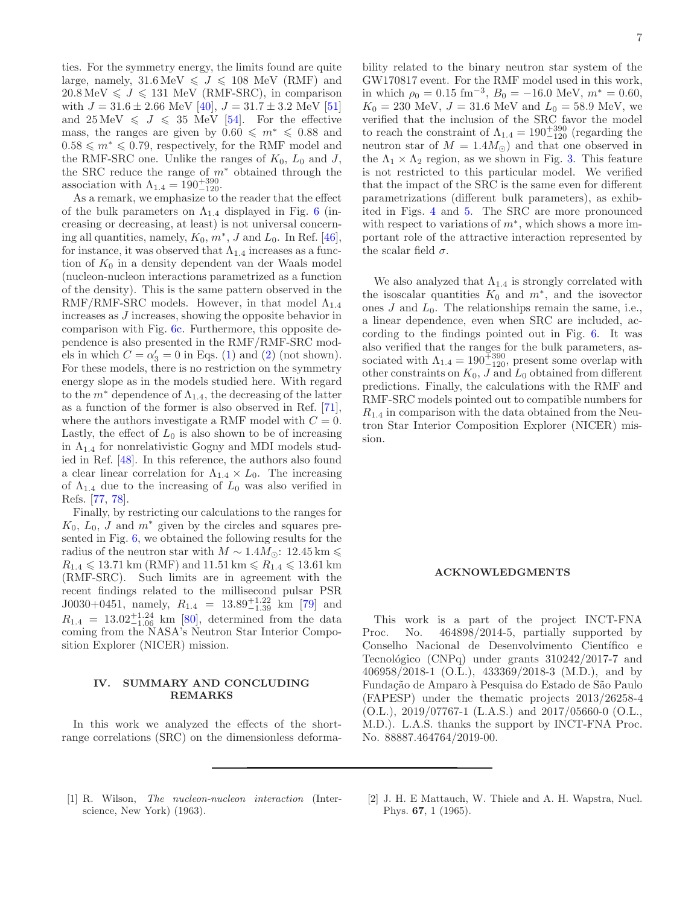ties. For the symmetry energy, the limits found are quite large, namely, $31.6\,\text{MeV} \leqslant J \leqslant 108$ MeV (RMF) and $20.8\,\text{MeV} \leqslant J \leqslant 131$ MeV (RMF-SRC), in comparison with $J = 31.6 \pm 2.66$ MeV [40], $J = 31.7 \pm 3.2$ MeV [51] and $25\,\text{MeV} \leqslant J \leqslant 35$ MeV [54]. For the effective mass, the ranges are given by $0.60 \leqslant m^* \leqslant 0.88$ and $0.58 \leqslant m^* \leqslant 0.79$, respectively, for the RMF model and the RMF-SRC one. Unlike the ranges of $K_0$, $L_0$ and $J$, the SRC reduce the range of $m^*$ obtained through the association with $\Lambda_{1.4} = 190^{+390}_{-120}$.

As a remark, we emphasize to the reader that the effect of the bulk parameters on $\Lambda_{1.4}$ displayed in Fig. 6 (increasing or decreasing, at least) is not universal concerning all quantities, namely, $K_0$, $m^*$, $J$ and $L_0$. In Ref. [46], for instance, it was observed that $\Lambda_{1.4}$ increases as a function of $K_0$ in a density dependent van der Waals model (nucleon-nucleon interactions parametrized as a function of the density). This is the same pattern observed in the RMF/RMF-SRC models. However, in that model $\Lambda_{1.4}$ increases as $J$ increases, showing the opposite behavior in comparison with Fig. 6c. Furthermore, this opposite dependence is also presented in the RMF/RMF-SRC models in which $C = \alpha_3' = 0$ in Eqs. (1) and (2) (not shown). For these models, there is no restriction on the symmetry energy slope as in the models studied here. With regard to the $m^*$ dependence of $\Lambda_{1.4}$, the decreasing of the latter as a function of the former is also observed in Ref. [71], where the authors investigate a RMF model with $C = 0$. Lastly, the effect of $L_0$ is also shown to be of increasing in $\Lambda_{1.4}$ for nonrelativistic Gogny and MDI models studied in Ref. [48]. In this reference, the authors also found a clear linear correlation for $\Lambda_{1.4} \times L_0$. The increasing of $\Lambda_{1.4}$ due to the increasing of $L_0$ was also verified in Refs. [77, 78].

Finally, by restricting our calculations to the ranges for $K_0$, $L_0$, $J$ and $m^*$ given by the circles and squares presented in Fig. 6, we obtained the following results for the radius of the neutron star with $M \sim 1.4M_\odot$: $12.45\,\text{km} \leqslant R_{1.4} \leqslant 13.71$ km (RMF) and $11.51\,\text{km} \leqslant R_{1.4} \leqslant 13.61$ km (RMF-SRC). Such limits are in agreement with the recent findings related to the millisecond pulsar PSR J0030+0451, namely, $R_{1.4} = 13.89^{+1.22}_{-1.39}$ km [79] and $R_{1.4} = 13.02^{+1.24}_{-1.06}$ km [80], determined from the data coming from the NASA's Neutron Star Interior Composition Explorer (NICER) mission.

## IV. SUMMARY AND CONCLUDING REMARKS

In this work we analyzed the effects of the short-range correlations (SRC) on the dimensionless deformability related to the binary neutron star system of the GW170817 event. For the RMF model used in this work, in which $\rho_0 = 0.15$ fm$^{-3}$, $B_0 = -16.0$ MeV, $m^* = 0.60$, $K_0 = 230$ MeV, $J = 31.6$ MeV and $L_0 = 58.9$ MeV, we verified that the inclusion of the SRC favor the model to reach the constraint of $\Lambda_{1.4} = 190^{+390}_{-120}$ (regarding the neutron star of $M = 1.4M_\odot$) and that one observed in the $\Lambda_1 \times \Lambda_2$ region, as we shown in Fig. 3. This feature is not restricted to this particular model. We verified that the impact of the SRC is the same even for different parametrizations (different bulk parameters), as exhibited in Figs. 4 and 5. The SRC are more pronounced with respect to variations of $m^*$, which shows a more important role of the attractive interaction represented by the scalar field $\sigma$.

We also analyzed that $\Lambda_{1.4}$ is strongly correlated with the isoscalar quantities $K_0$ and $m^*$, and the isovector ones $J$ and $L_0$. The relationships remain the same, i.e., a linear dependence, even when SRC are included, according to the findings pointed out in Fig. 6. It was also verified that the ranges for the bulk parameters, associated with $\Lambda_{1.4} = 190^{+390}_{-120}$, present some overlap with other constraints on $K_0$, $J$ and $L_0$ obtained from different predictions. Finally, the calculations with the RMF and RMF-SRC models pointed out to compatible numbers for $R_{1.4}$ in comparison with the data obtained from the Neutron Star Interior Composition Explorer (NICER) mission.

## ACKNOWLEDGMENTS

This work is a part of the project INCT-FNA Proc. No. 464898/2014-5, partially supported by Conselho Nacional de Desenvolvimento Científico e Tecnológico (CNPq) under grants 310242/2017-7 and 406958/2018-1 (O.L.), 433369/2018-3 (M.D.), and by Fundação de Amparo à Pesquisa do Estado de São Paulo (FAPESP) under the thematic projects 2013/26258-4 (O.L.), 2019/07767-1 (L.A.S.) and 2017/05660-0 (O.L., M.D.). L.A.S. thanks the support by INCT-FNA Proc. No. 88887.464764/2019-00.

---

[1] R. Wilson, *The nucleon-nucleon interaction* (Interscience, New York) (1963).

[2] J. H. E Mattauch, W. Thiele and A. H. Wapstra, Nucl. Phys. **67**, 1 (1965).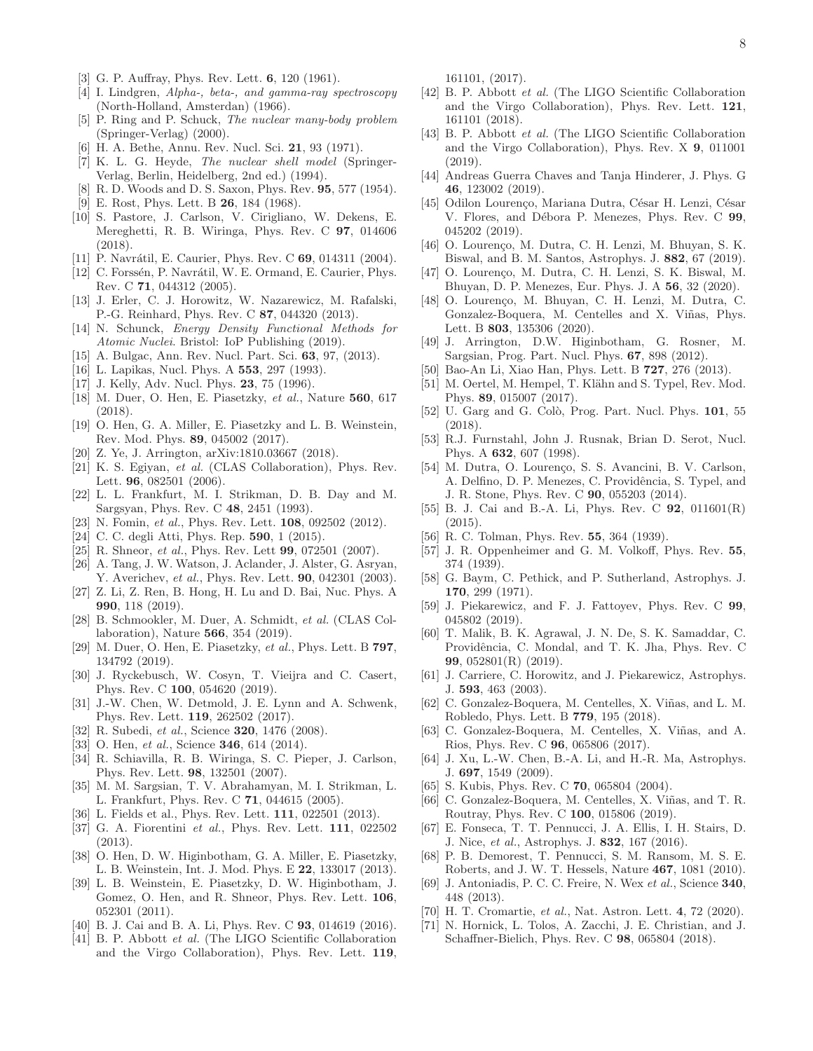- [3] G. P. Auffray, Phys. Rev. Lett. **6**, 120 (1961).
- [4] I. Lindgren, *Alpha-, beta-, and gamma-ray spectroscopy* (North-Holland, Amsterdan) (1966).
- [5] P. Ring and P. Schuck, *The nuclear many-body problem* (Springer-Verlag) (2000).
- [6] H. A. Bethe, Annu. Rev. Nucl. Sci. **21**, 93 (1971).
- [7] K. L. G. Heyde, *The nuclear shell model* (Springer-Verlag, Berlin, Heidelberg, 2nd ed.) (1994).
- [8] R. D. Woods and D. S. Saxon, Phys. Rev. **95**, 577 (1954).
- [9] E. Rost, Phys. Lett. B **26**, 184 (1968).
- [10] S. Pastore, J. Carlson, V. Cirigliano, W. Dekens, E. Mereghetti, R. B. Wiringa, Phys. Rev. C **97**, 014606 (2018).
- [11] P. Navrátil, E. Caurier, Phys. Rev. C **69**, 014311 (2004).
- [12] C. Forssén, P. Navrátil, W. E. Ormand, E. Caurier, Phys. Rev. C **71**, 044312 (2005).
- [13] J. Erler, C. J. Horowitz, W. Nazarewicz, M. Rafalski, P.-G. Reinhard, Phys. Rev. C **87**, 044320 (2013).
- [14] N. Schunck, *Energy Density Functional Methods for Atomic Nuclei*. Bristol: IoP Publishing (2019).
- [15] A. Bulgac, Ann. Rev. Nucl. Part. Sci. **63**, 97, (2013).
- [16] L. Lapikas, Nucl. Phys. A **553**, 297 (1993).
- [17] J. Kelly, Adv. Nucl. Phys. **23**, 75 (1996).
- [18] M. Duer, O. Hen, E. Piasetzky, *et al.*, Nature **560**, 617 (2018).
- [19] O. Hen, G. A. Miller, E. Piasetzky and L. B. Weinstein, Rev. Mod. Phys. **89**, 045002 (2017).
- [20] Z. Ye, J. Arrington, arXiv:1810.03667 (2018).
- [21] K. S. Egiyan, *et al.* (CLAS Collaboration), Phys. Rev. Lett. **96**, 082501 (2006).
- [22] L. L. Frankfurt, M. I. Strikman, D. B. Day and M. Sargsyan, Phys. Rev. C **48**, 2451 (1993).
- [23] N. Fomin, *et al.*, Phys. Rev. Lett. **108**, 092502 (2012).
- [24] C. C. degli Atti, Phys. Rep. **590**, 1 (2015).
- [25] R. Shneor, *et al.*, Phys. Rev. Lett **99**, 072501 (2007).
- [26] A. Tang, J. W. Watson, J. Aclander, J. Alster, G. Asryan, Y. Averichev, *et al.*, Phys. Rev. Lett. **90**, 042301 (2003).
- [27] Z. Li, Z. Ren, B. Hong, H. Lu and D. Bai, Nuc. Phys. A **990**, 118 (2019).
- [28] B. Schmookler, M. Duer, A. Schmidt, *et al.* (CLAS Collaboration), Nature **566**, 354 (2019).
- [29] M. Duer, O. Hen, E. Piasetzky, *et al.*, Phys. Lett. B **797**, 134792 (2019).
- [30] J. Ryckebusch, W. Cosyn, T. Vieijra and C. Casert, Phys. Rev. C **100**, 054620 (2019).
- [31] J.-W. Chen, W. Detmold, J. E. Lynn and A. Schwenk, Phys. Rev. Lett. **119**, 262502 (2017).
- [32] R. Subedi, *et al.*, Science **320**, 1476 (2008).
- [33] O. Hen, *et al.*, Science **346**, 614 (2014).
- [34] R. Schiavilla, R. B. Wiringa, S. C. Pieper, J. Carlson, Phys. Rev. Lett. **98**, 132501 (2007).
- [35] M. M. Sargsian, T. V. Abrahamyan, M. I. Strikman, L. L. Frankfurt, Phys. Rev. C **71**, 044615 (2005).
- [36] L. Fields et al., Phys. Rev. Lett. **111**, 022501 (2013).
- [37] G. A. Fiorentini *et al.*, Phys. Rev. Lett. **111**, 022502 (2013).
- [38] O. Hen, D. W. Higinbotham, G. A. Miller, E. Piasetzky, L. B. Weinstein, Int. J. Mod. Phys. E **22**, 133017 (2013).
- [39] L. B. Weinstein, E. Piasetzky, D. W. Higinbotham, J. Gomez, O. Hen, and R. Shneor, Phys. Rev. Lett. **106**, 052301 (2011).
- [40] B. J. Cai and B. A. Li, Phys. Rev. C **93**, 014619 (2016).
- [41] B. P. Abbott *et al.* (The LIGO Scientific Collaboration and the Virgo Collaboration), Phys. Rev. Lett. **119**, 161101, (2017).
- [42] B. P. Abbott *et al.* (The LIGO Scientific Collaboration and the Virgo Collaboration), Phys. Rev. Lett. **121**, 161101 (2018).
- [43] B. P. Abbott *et al.* (The LIGO Scientific Collaboration and the Virgo Collaboration), Phys. Rev. X **9**, 011001 (2019).
- [44] Andreas Guerra Chaves and Tanja Hinderer, J. Phys. G **46**, 123002 (2019).
- [45] Odilon Lourenço, Mariana Dutra, César H. Lenzi, César V. Flores, and Débora P. Menezes, Phys. Rev. C **99**, 045202 (2019).
- [46] O. Lourenço, M. Dutra, C. H. Lenzi, M. Bhuyan, S. K. Biswal, and B. M. Santos, Astrophys. J. **882**, 67 (2019).
- [47] O. Lourenço, M. Dutra, C. H. Lenzi, S. K. Biswal, M. Bhuyan, D. P. Menezes, Eur. Phys. J. A **56**, 32 (2020).
- [48] O. Lourenço, M. Bhuyan, C. H. Lenzi, M. Dutra, C. Gonzalez-Boquera, M. Centelles and X. Viñas, Phys. Lett. B **803**, 135306 (2020).
- [49] J. Arrington, D.W. Higinbotham, G. Rosner, M. Sargsian, Prog. Part. Nucl. Phys. **67**, 898 (2012).
- [50] Bao-An Li, Xiao Han, Phys. Lett. B **727**, 276 (2013).
- [51] M. Oertel, M. Hempel, T. Klähn and S. Typel, Rev. Mod. Phys. **89**, 015007 (2017).
- [52] U. Garg and G. Colò, Prog. Part. Nucl. Phys. **101**, 55 (2018).
- [53] R.J. Furnstahl, John J. Rusnak, Brian D. Serot, Nucl. Phys. A **632**, 607 (1998).
- [54] M. Dutra, O. Lourenço, S. S. Avancini, B. V. Carlson, A. Delfino, D. P. Menezes, C. Providência, S. Typel, and J. R. Stone, Phys. Rev. C **90**, 055203 (2014).
- [55] B. J. Cai and B.-A. Li, Phys. Rev. C **92**, 011601(R) (2015).
- [56] R. C. Tolman, Phys. Rev. **55**, 364 (1939).
- [57] J. R. Oppenheimer and G. M. Volkoff, Phys. Rev. **55**, 374 (1939).
- [58] G. Baym, C. Pethick, and P. Sutherland, Astrophys. J. **170**, 299 (1971).
- [59] J. Piekarewicz, and F. J. Fattoyev, Phys. Rev. C **99**, 045802 (2019).
- [60] T. Malik, B. K. Agrawal, J. N. De, S. K. Samaddar, C. Providência, C. Mondal, and T. K. Jha, Phys. Rev. C **99**, 052801(R) (2019).
- [61] J. Carriere, C. Horowitz, and J. Piekarewicz, Astrophys. J. **593**, 463 (2003).
- [62] C. Gonzalez-Boquera, M. Centelles, X. Viñas, and L. M. Robledo, Phys. Lett. B **779**, 195 (2018).
- [63] C. Gonzalez-Boquera, M. Centelles, X. Viñas, and A. Rios, Phys. Rev. C **96**, 065806 (2017).
- [64] J. Xu, L.-W. Chen, B.-A. Li, and H.-R. Ma, Astrophys. J. **697**, 1549 (2009).
- [65] S. Kubis, Phys. Rev. C **70**, 065804 (2004).
- [66] C. Gonzalez-Boquera, M. Centelles, X. Viñas, and T. R. Routray, Phys. Rev. C **100**, 015806 (2019).
- [67] E. Fonseca, T. T. Pennucci, J. A. Ellis, I. H. Stairs, D. J. Nice, *et al.*, Astrophys. J. **832**, 167 (2016).
- [68] P. B. Demorest, T. Pennucci, S. M. Ransom, M. S. E. Roberts, and J. W. T. Hessels, Nature **467**, 1081 (2010).
- [69] J. Antoniadis, P. C. C. Freire, N. Wex *et al.*, Science **340**, 448 (2013).
- [70] H. T. Cromartie, *et al.*, Nat. Astron. Lett. **4**, 72 (2020).
- [71] N. Hornick, L. Tolos, A. Zacchi, J. E. Christian, and J. Schaffner-Bielich, Phys. Rev. C **98**, 065804 (2018).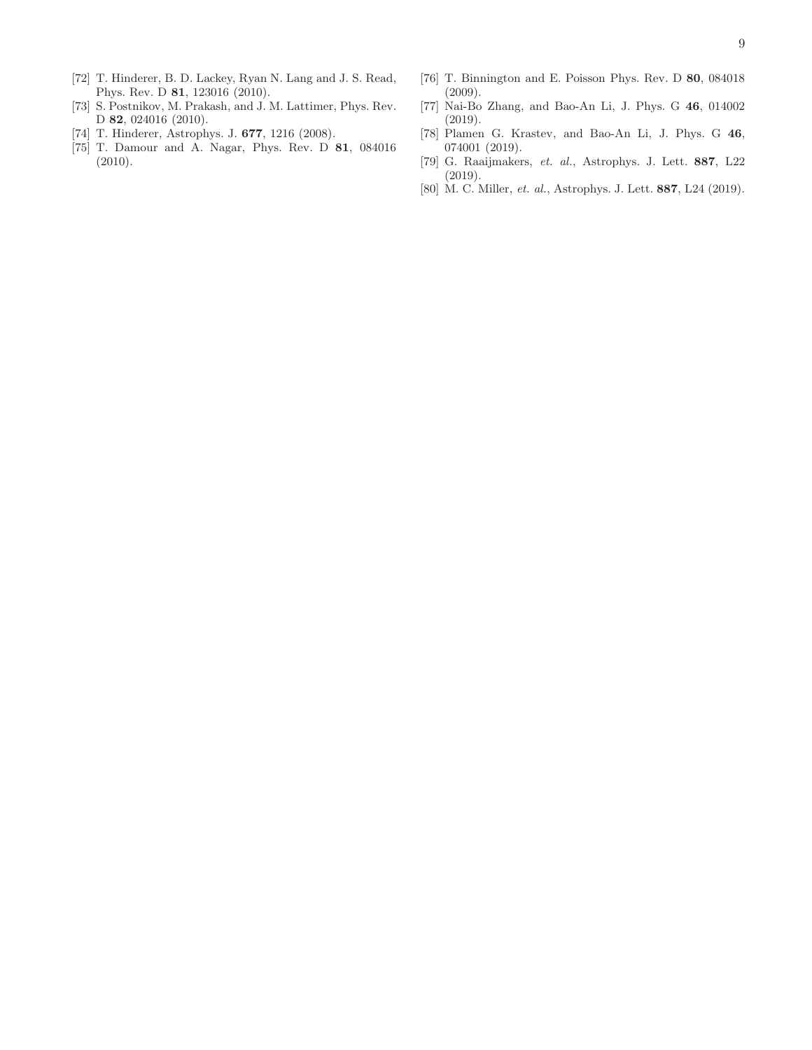- [72] T. Hinderer, B. D. Lackey, Ryan N. Lang and J. S. Read, Phys. Rev. D **81**, 123016 (2010).
- [73] S. Postnikov, M. Prakash, and J. M. Lattimer, Phys. Rev. D **82**, 024016 (2010).
- [74] T. Hinderer, Astrophys. J. **677**, 1216 (2008).
- [75] T. Damour and A. Nagar, Phys. Rev. D **81**, 084016 (2010).
- [76] T. Binnington and E. Poisson Phys. Rev. D **80**, 084018 (2009).
- [77] Nai-Bo Zhang, and Bao-An Li, J. Phys. G **46**, 014002 (2019).
- [78] Plamen G. Krastev, and Bao-An Li, J. Phys. G **46**, 074001 (2019).
- [79] G. Raaijmakers, *et. al.*, Astrophys. J. Lett. **887**, L22 (2019).
- [80] M. C. Miller, *et. al.*, Astrophys. J. Lett. **887**, L24 (2019).